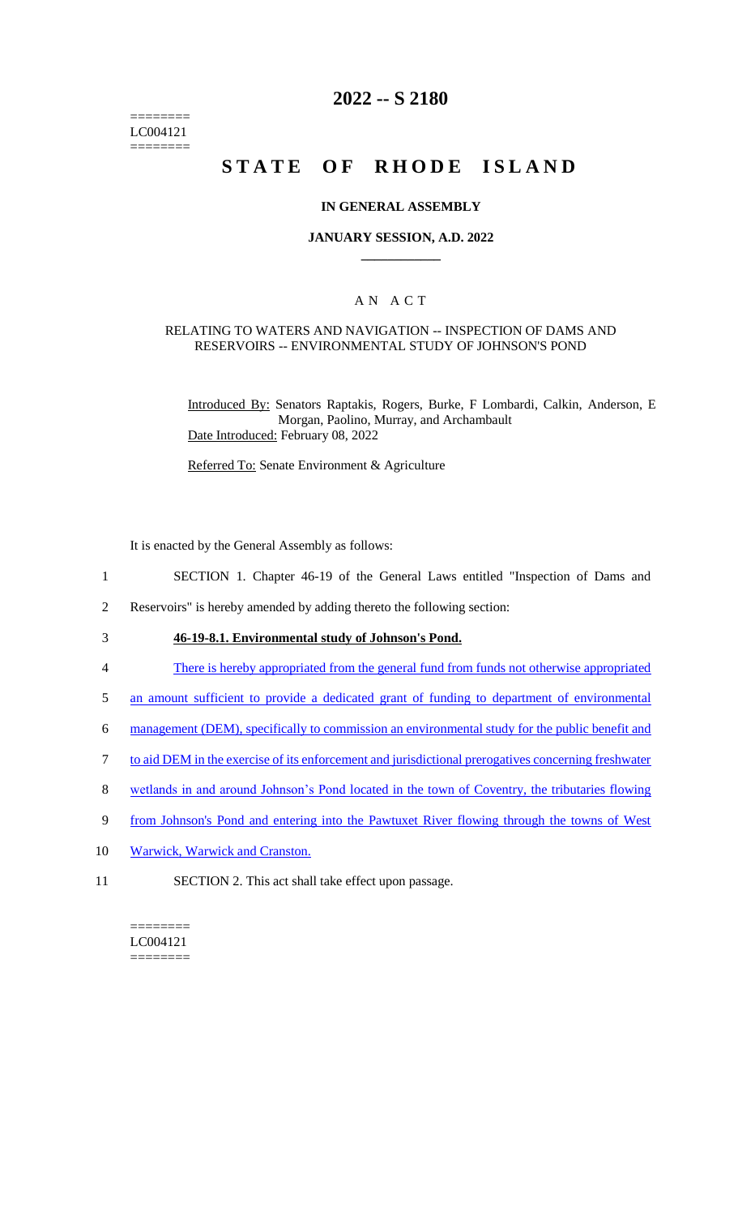========
LC004121
========

# 2022 -- S 2180

# STATE OF RHODE ISLAND

## IN GENERAL ASSEMBLY

### JANUARY SESSION, A.D. 2022

### A N A C T

RELATING TO WATERS AND NAVIGATION -- INSPECTION OF DAMS AND RESERVOIRS -- ENVIRONMENTAL STUDY OF JOHNSON'S POND

Introduced By: Senators Raptakis, Rogers, Burke, F Lombardi, Calkin, Anderson, E Morgan, Paolino, Murray, and Archambault

Date Introduced: February 08, 2022

Referred To: Senate Environment & Agriculture

It is enacted by the General Assembly as follows:

1 SECTION 1. Chapter 46-19 of the General Laws entitled "Inspection of Dams and
2 Reservoirs" is hereby amended by adding thereto the following section:

3 **46-19-8.1. Environmental study of Johnson's Pond.**

4 There is hereby appropriated from the general fund from funds not otherwise appropriated
5 an amount sufficient to provide a dedicated grant of funding to department of environmental
6 management (DEM), specifically to commission an environmental study for the public benefit and
7 to aid DEM in the exercise of its enforcement and jurisdictional prerogatives concerning freshwater
8 wetlands in and around Johnson's Pond located in the town of Coventry, the tributaries flowing
9 from Johnson's Pond and entering into the Pawtuxet River flowing through the towns of West
10 Warwick, Warwick and Cranston.

11 SECTION 2. This act shall take effect upon passage.

========
LC004121
========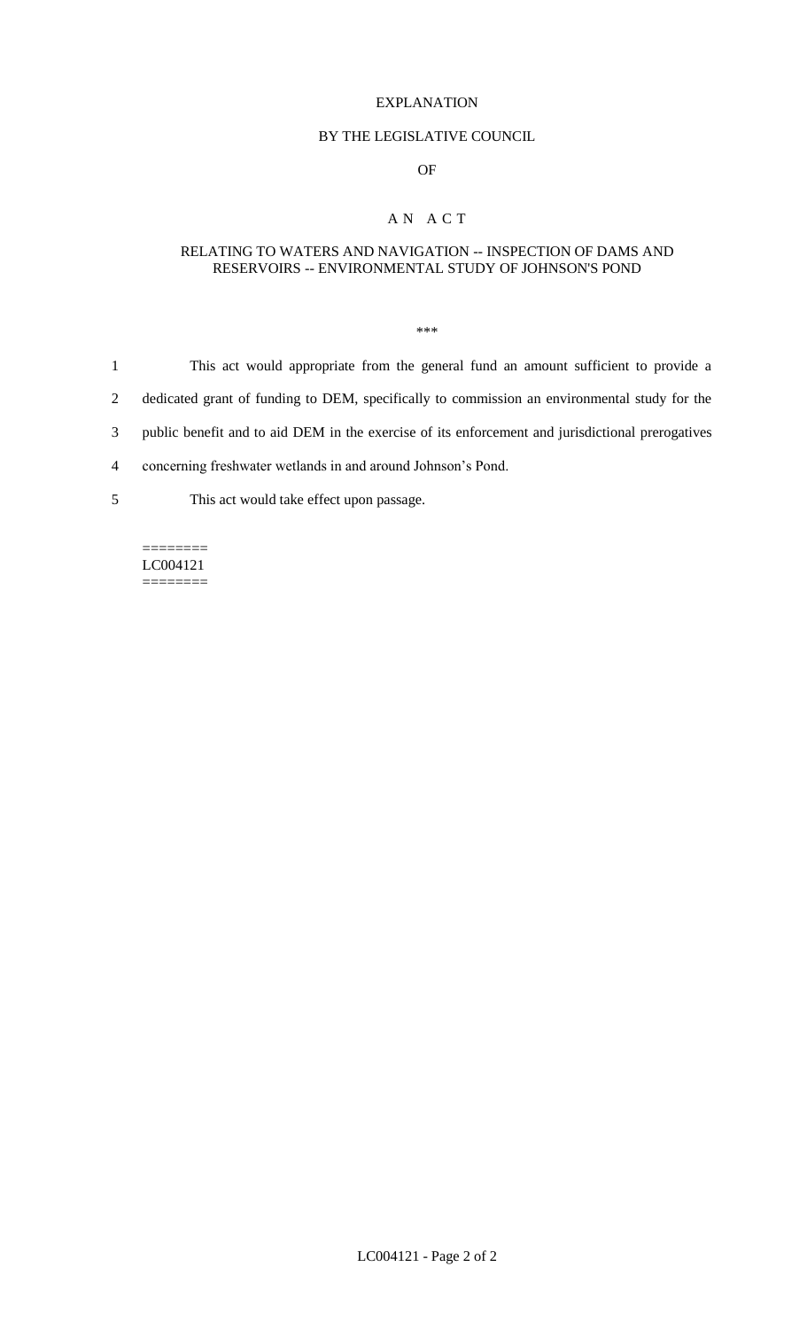EXPLANATION

BY THE LEGISLATIVE COUNCIL

OF

A N A C T

RELATING TO WATERS AND NAVIGATION -- INSPECTION OF DAMS AND RESERVOIRS -- ENVIRONMENTAL STUDY OF JOHNSON'S POND

\*\*\*

1 This act would appropriate from the general fund an amount sufficient to provide a
2 dedicated grant of funding to DEM, specifically to commission an environmental study for the
3 public benefit and to aid DEM in the exercise of its enforcement and jurisdictional prerogatives
4 concerning freshwater wetlands in and around Johnson's Pond.
5 This act would take effect upon passage.

========
LC004121
========